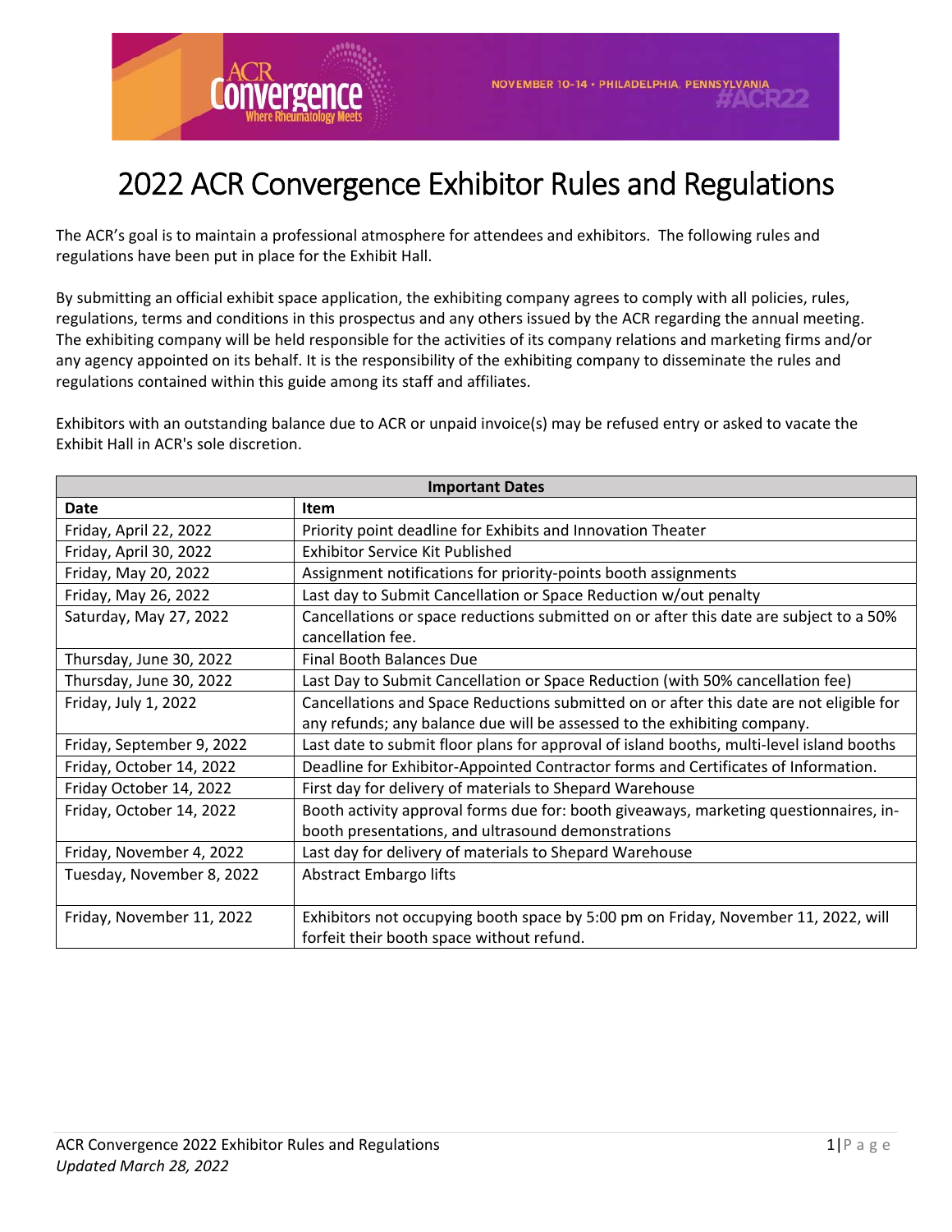# 2022 ACR Convergence Exhibitor Rules and Regulations

The ACR's goal is to maintain a professional atmosphere for attendees and exhibitors. The following rules and regulations have been put in place for the Exhibit Hall.

By submitting an official exhibit space application, the exhibiting company agrees to comply with all policies, rules, regulations, terms and conditions in this prospectus and any others issued by the ACR regarding the annual meeting. The exhibiting company will be held responsible for the activities of its company relations and marketing firms and/or any agency appointed on its behalf. It is the responsibility of the exhibiting company to disseminate the rules and regulations contained within this guide among its staff and affiliates.

Exhibitors with an outstanding balance due to ACR or unpaid invoice(s) may be refused entry or asked to vacate the Exhibit Hall in ACR's sole discretion.

| Important Dates | |
|---|---|
| **Date** | **Item** |
| Friday, April 22, 2022 | Priority point deadline for Exhibits and Innovation Theater |
| Friday, April 30, 2022 | Exhibitor Service Kit Published |
| Friday, May 20, 2022 | Assignment notifications for priority-points booth assignments |
| Friday, May 26, 2022 | Last day to Submit Cancellation or Space Reduction w/out penalty |
| Saturday, May 27, 2022 | Cancellations or space reductions submitted on or after this date are subject to a 50% cancellation fee. |
| Thursday, June 30, 2022 | Final Booth Balances Due |
| Thursday, June 30, 2022 | Last Day to Submit Cancellation or Space Reduction (with 50% cancellation fee) |
| Friday, July 1, 2022 | Cancellations and Space Reductions submitted on or after this date are not eligible for any refunds; any balance due will be assessed to the exhibiting company. |
| Friday, September 9, 2022 | Last date to submit floor plans for approval of island booths, multi-level island booths |
| Friday, October 14, 2022 | Deadline for Exhibitor-Appointed Contractor forms and Certificates of Information. |
| Friday October 14, 2022 | First day for delivery of materials to Shepard Warehouse |
| Friday, October 14, 2022 | Booth activity approval forms due for: booth giveaways, marketing questionnaires, in-booth presentations, and ultrasound demonstrations |
| Friday, November 4, 2022 | Last day for delivery of materials to Shepard Warehouse |
| Tuesday, November 8, 2022 | Abstract Embargo lifts |
| Friday, November 11, 2022 | Exhibitors not occupying booth space by 5:00 pm on Friday, November 11, 2022, will forfeit their booth space without refund. |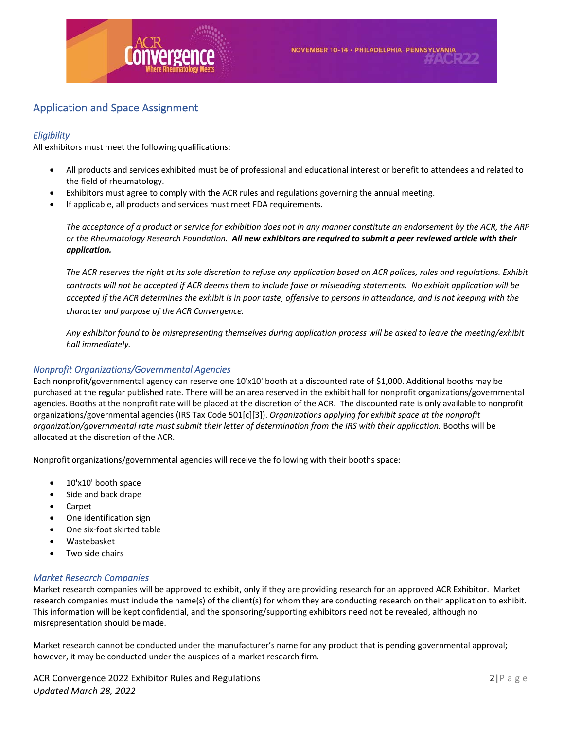## Application and Space Assignment

### *Eligibility*

All exhibitors must meet the following qualifications:

- All products and services exhibited must be of professional and educational interest or benefit to attendees and related to the field of rheumatology.
- Exhibitors must agree to comply with the ACR rules and regulations governing the annual meeting.
- If applicable, all products and services must meet FDA requirements.

*The acceptance of a product or service for exhibition does not in any manner constitute an endorsement by the ACR, the ARP or the Rheumatology Research Foundation.* ***All new exhibitors are required to submit a peer reviewed article with their application.***

*The ACR reserves the right at its sole discretion to refuse any application based on ACR polices, rules and regulations. Exhibit contracts will not be accepted if ACR deems them to include false or misleading statements. No exhibit application will be accepted if the ACR determines the exhibit is in poor taste, offensive to persons in attendance, and is not keeping with the character and purpose of the ACR Convergence.*

*Any exhibitor found to be misrepresenting themselves during application process will be asked to leave the meeting/exhibit hall immediately.*

### *Nonprofit Organizations/Governmental Agencies*

Each nonprofit/governmental agency can reserve one 10'x10' booth at a discounted rate of $1,000. Additional booths may be purchased at the regular published rate. There will be an area reserved in the exhibit hall for nonprofit organizations/governmental agencies. Booths at the nonprofit rate will be placed at the discretion of the ACR. The discounted rate is only available to nonprofit organizations/governmental agencies (IRS Tax Code 501[c][3]). *Organizations applying for exhibit space at the nonprofit organization/governmental rate must submit their letter of determination from the IRS with their application.* Booths will be allocated at the discretion of the ACR.

Nonprofit organizations/governmental agencies will receive the following with their booths space:

- 10'x10' booth space
- Side and back drape
- Carpet
- One identification sign
- One six-foot skirted table
- Wastebasket
- Two side chairs

### *Market Research Companies*

Market research companies will be approved to exhibit, only if they are providing research for an approved ACR Exhibitor. Market research companies must include the name(s) of the client(s) for whom they are conducting research on their application to exhibit. This information will be kept confidential, and the sponsoring/supporting exhibitors need not be revealed, although no misrepresentation should be made.

Market research cannot be conducted under the manufacturer's name for any product that is pending governmental approval; however, it may be conducted under the auspices of a market research firm.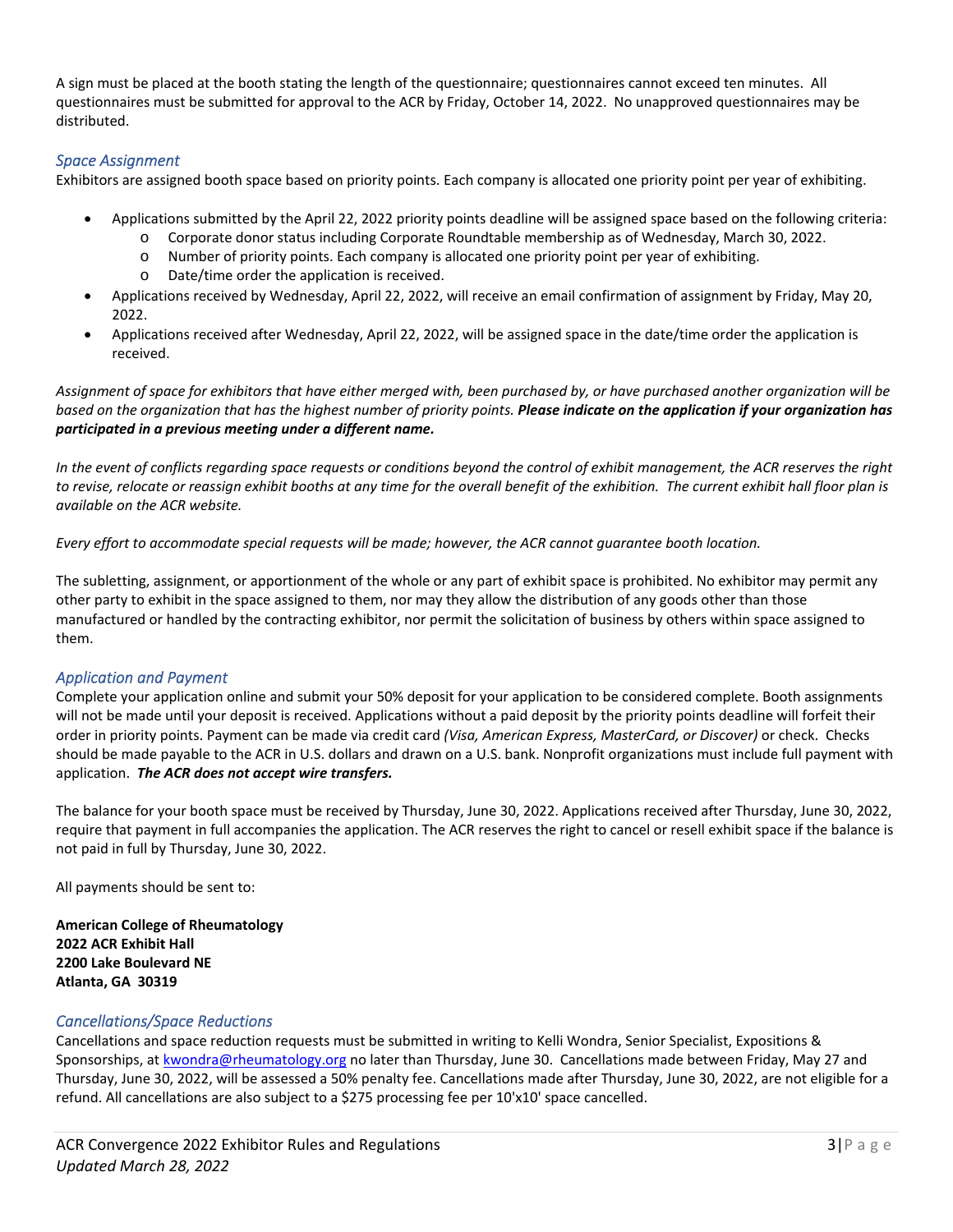A sign must be placed at the booth stating the length of the questionnaire; questionnaires cannot exceed ten minutes. All questionnaires must be submitted for approval to the ACR by Friday, October 14, 2022. No unapproved questionnaires may be distributed.

### *Space Assignment*

Exhibitors are assigned booth space based on priority points. Each company is allocated one priority point per year of exhibiting.

- Applications submitted by the April 22, 2022 priority points deadline will be assigned space based on the following criteria:
  - Corporate donor status including Corporate Roundtable membership as of Wednesday, March 30, 2022.
  - Number of priority points. Each company is allocated one priority point per year of exhibiting.
  - Date/time order the application is received.
- Applications received by Wednesday, April 22, 2022, will receive an email confirmation of assignment by Friday, May 20, 2022.
- Applications received after Wednesday, April 22, 2022, will be assigned space in the date/time order the application is received.

*Assignment of space for exhibitors that have either merged with, been purchased by, or have purchased another organization will be based on the organization that has the highest number of priority points.* ***Please indicate on the application if your organization has participated in a previous meeting under a different name.***

*In the event of conflicts regarding space requests or conditions beyond the control of exhibit management, the ACR reserves the right to revise, relocate or reassign exhibit booths at any time for the overall benefit of the exhibition. The current exhibit hall floor plan is available on the ACR website.*

*Every effort to accommodate special requests will be made; however, the ACR cannot guarantee booth location.*

The subletting, assignment, or apportionment of the whole or any part of exhibit space is prohibited. No exhibitor may permit any other party to exhibit in the space assigned to them, nor may they allow the distribution of any goods other than those manufactured or handled by the contracting exhibitor, nor permit the solicitation of business by others within space assigned to them.

### *Application and Payment*

Complete your application online and submit your 50% deposit for your application to be considered complete. Booth assignments will not be made until your deposit is received. Applications without a paid deposit by the priority points deadline will forfeit their order in priority points. Payment can be made via credit card *(Visa, American Express, MasterCard, or Discover)* or check. Checks should be made payable to the ACR in U.S. dollars and drawn on a U.S. bank. Nonprofit organizations must include full payment with application. ***The ACR does not accept wire transfers.***

The balance for your booth space must be received by Thursday, June 30, 2022. Applications received after Thursday, June 30, 2022, require that payment in full accompanies the application. The ACR reserves the right to cancel or resell exhibit space if the balance is not paid in full by Thursday, June 30, 2022.

All payments should be sent to:

**American College of Rheumatology**
**2022 ACR Exhibit Hall**
**2200 Lake Boulevard NE**
**Atlanta, GA 30319**

### *Cancellations/Space Reductions*

Cancellations and space reduction requests must be submitted in writing to Kelli Wondra, Senior Specialist, Expositions & Sponsorships, at kwondra@rheumatology.org no later than Thursday, June 30. Cancellations made between Friday, May 27 and Thursday, June 30, 2022, will be assessed a 50% penalty fee. Cancellations made after Thursday, June 30, 2022, are not eligible for a refund. All cancellations are also subject to a $275 processing fee per 10'x10' space cancelled.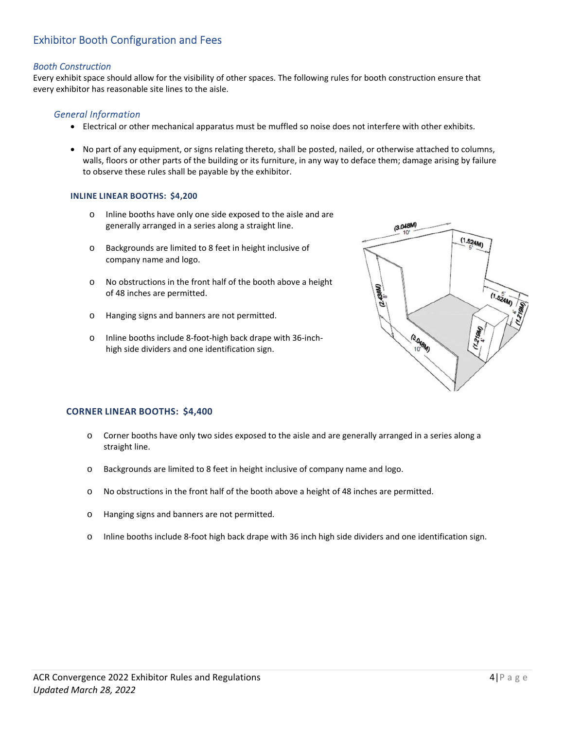## Exhibitor Booth Configuration and Fees

### *Booth Construction*

Every exhibit space should allow for the visibility of other spaces. The following rules for booth construction ensure that every exhibitor has reasonable site lines to the aisle.

#### *General Information*

- Electrical or other mechanical apparatus must be muffled so noise does not interfere with other exhibits.
- No part of any equipment, or signs relating thereto, shall be posted, nailed, or otherwise attached to columns, walls, floors or other parts of the building or its furniture, in any way to deface them; damage arising by failure to observe these rules shall be payable by the exhibitor.

**INLINE LINEAR BOOTHS: $4,200**

- Inline booths have only one side exposed to the aisle and are generally arranged in a series along a straight line.
- Backgrounds are limited to 8 feet in height inclusive of company name and logo.
- No obstructions in the front half of the booth above a height of 48 inches are permitted.
- Hanging signs and banners are not permitted.
- Inline booths include 8-foot-high back drape with 36-inch-high side dividers and one identification sign.

**CORNER LINEAR BOOTHS: $4,400**

- Corner booths have only two sides exposed to the aisle and are generally arranged in a series along a straight line.
- Backgrounds are limited to 8 feet in height inclusive of company name and logo.
- No obstructions in the front half of the booth above a height of 48 inches are permitted.
- Hanging signs and banners are not permitted.
- Inline booths include 8-foot high back drape with 36 inch high side dividers and one identification sign.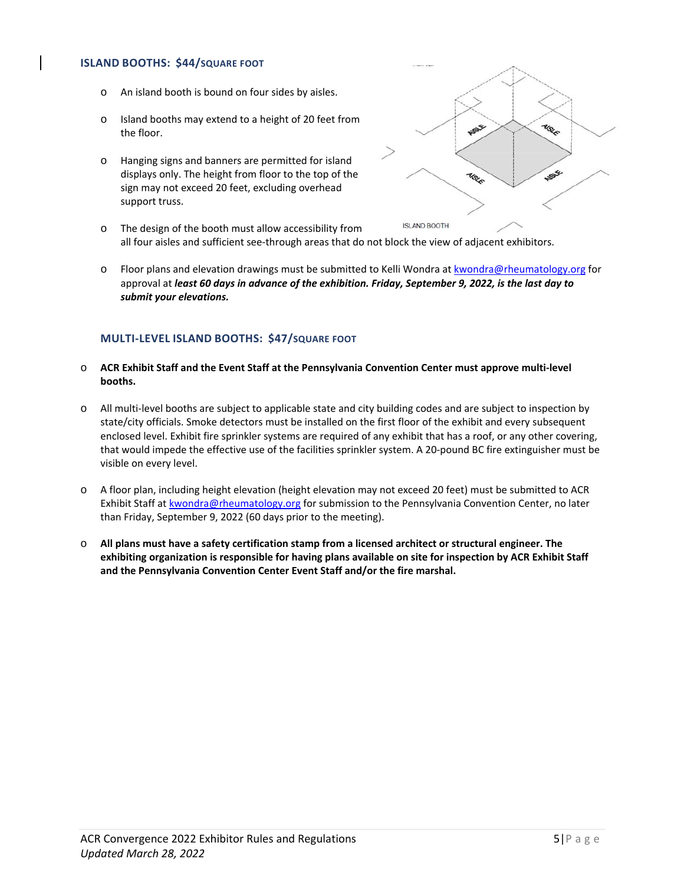## ISLAND BOOTHS: $44/SQUARE FOOT

- An island booth is bound on four sides by aisles.
- Island booths may extend to a height of 20 feet from the floor.
- Hanging signs and banners are permitted for island displays only. The height from floor to the top of the sign may not exceed 20 feet, excluding overhead support truss.
- The design of the booth must allow accessibility from all four aisles and sufficient see-through areas that do not block the view of adjacent exhibitors.
- Floor plans and elevation drawings must be submitted to Kelli Wondra at kwondra@rheumatology.org for approval at ***least 60 days in advance of the exhibition. Friday, September 9, 2022, is the last day to submit your elevations.***

## MULTI-LEVEL ISLAND BOOTHS: $47/SQUARE FOOT

- **ACR Exhibit Staff and the Event Staff at the Pennsylvania Convention Center must approve multi-level booths.**
- All multi-level booths are subject to applicable state and city building codes and are subject to inspection by state/city officials. Smoke detectors must be installed on the first floor of the exhibit and every subsequent enclosed level. Exhibit fire sprinkler systems are required of any exhibit that has a roof, or any other covering, that would impede the effective use of the facilities sprinkler system. A 20-pound BC fire extinguisher must be visible on every level.
- A floor plan, including height elevation (height elevation may not exceed 20 feet) must be submitted to ACR Exhibit Staff at kwondra@rheumatology.org for submission to the Pennsylvania Convention Center, no later than Friday, September 9, 2022 (60 days prior to the meeting).
- **All plans must have a safety certification stamp from a licensed architect or structural engineer. The exhibiting organization is responsible for having plans available on site for inspection by ACR Exhibit Staff and the Pennsylvania Convention Center Event Staff and/or the fire marshal.**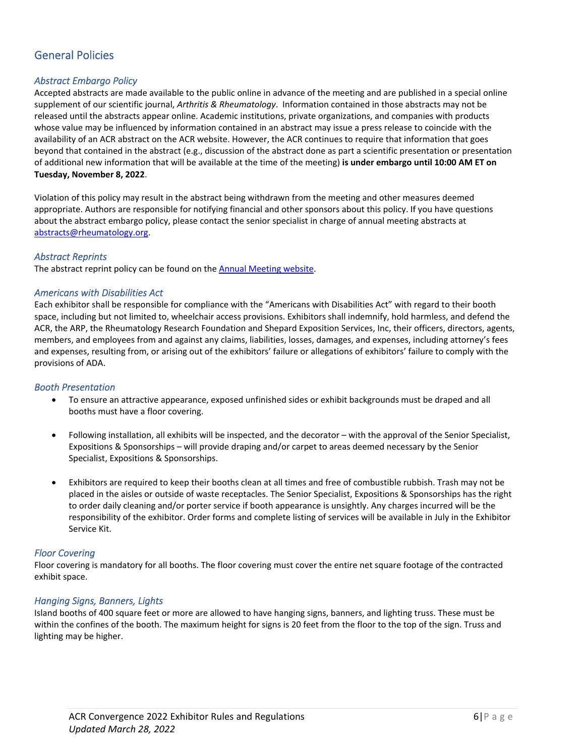## General Policies

### *Abstract Embargo Policy*

Accepted abstracts are made available to the public online in advance of the meeting and are published in a special online supplement of our scientific journal, *Arthritis & Rheumatology*. Information contained in those abstracts may not be released until the abstracts appear online. Academic institutions, private organizations, and companies with products whose value may be influenced by information contained in an abstract may issue a press release to coincide with the availability of an ACR abstract on the ACR website. However, the ACR continues to require that information that goes beyond that contained in the abstract (e.g., discussion of the abstract done as part a scientific presentation or presentation of additional new information that will be available at the time of the meeting) **is under embargo until 10:00 AM ET on Tuesday, November 8, 2022**.

Violation of this policy may result in the abstract being withdrawn from the meeting and other measures deemed appropriate. Authors are responsible for notifying financial and other sponsors about this policy. If you have questions about the abstract embargo policy, please contact the senior specialist in charge of annual meeting abstracts at abstracts@rheumatology.org.

### *Abstract Reprints*

The abstract reprint policy can be found on the Annual Meeting website.

### *Americans with Disabilities Act*

Each exhibitor shall be responsible for compliance with the "Americans with Disabilities Act" with regard to their booth space, including but not limited to, wheelchair access provisions. Exhibitors shall indemnify, hold harmless, and defend the ACR, the ARP, the Rheumatology Research Foundation and Shepard Exposition Services, Inc, their officers, directors, agents, members, and employees from and against any claims, liabilities, losses, damages, and expenses, including attorney's fees and expenses, resulting from, or arising out of the exhibitors' failure or allegations of exhibitors' failure to comply with the provisions of ADA.

### *Booth Presentation*

- To ensure an attractive appearance, exposed unfinished sides or exhibit backgrounds must be draped and all booths must have a floor covering.
- Following installation, all exhibits will be inspected, and the decorator – with the approval of the Senior Specialist, Expositions & Sponsorships – will provide draping and/or carpet to areas deemed necessary by the Senior Specialist, Expositions & Sponsorships.
- Exhibitors are required to keep their booths clean at all times and free of combustible rubbish. Trash may not be placed in the aisles or outside of waste receptacles. The Senior Specialist, Expositions & Sponsorships has the right to order daily cleaning and/or porter service if booth appearance is unsightly. Any charges incurred will be the responsibility of the exhibitor. Order forms and complete listing of services will be available in July in the Exhibitor Service Kit.

### *Floor Covering*

Floor covering is mandatory for all booths. The floor covering must cover the entire net square footage of the contracted exhibit space.

### *Hanging Signs, Banners, Lights*

Island booths of 400 square feet or more are allowed to have hanging signs, banners, and lighting truss. These must be within the confines of the booth. The maximum height for signs is 20 feet from the floor to the top of the sign. Truss and lighting may be higher.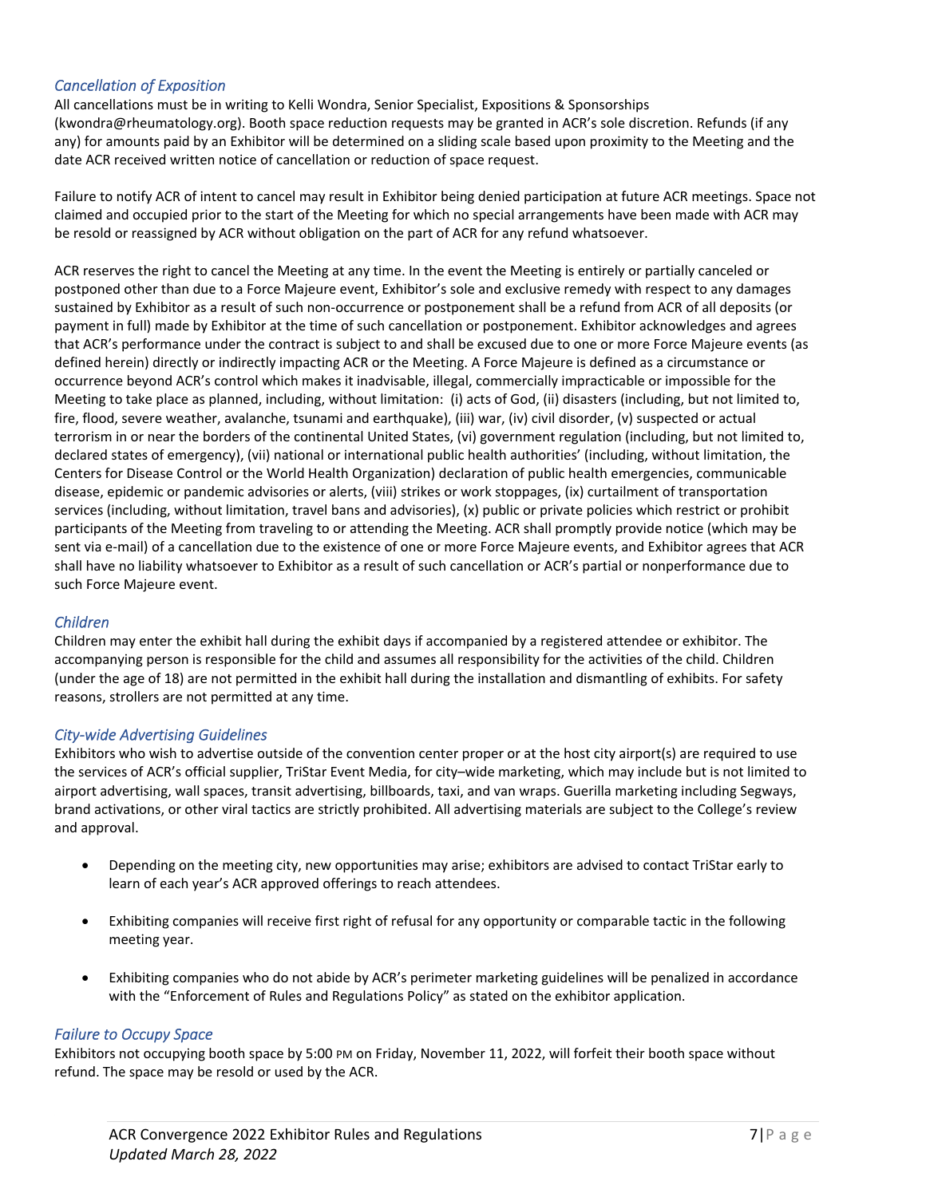### *Cancellation of Exposition*

All cancellations must be in writing to Kelli Wondra, Senior Specialist, Expositions & Sponsorships (kwondra@rheumatology.org). Booth space reduction requests may be granted in ACR's sole discretion. Refunds (if any any) for amounts paid by an Exhibitor will be determined on a sliding scale based upon proximity to the Meeting and the date ACR received written notice of cancellation or reduction of space request.

Failure to notify ACR of intent to cancel may result in Exhibitor being denied participation at future ACR meetings. Space not claimed and occupied prior to the start of the Meeting for which no special arrangements have been made with ACR may be resold or reassigned by ACR without obligation on the part of ACR for any refund whatsoever.

ACR reserves the right to cancel the Meeting at any time. In the event the Meeting is entirely or partially canceled or postponed other than due to a Force Majeure event, Exhibitor's sole and exclusive remedy with respect to any damages sustained by Exhibitor as a result of such non-occurrence or postponement shall be a refund from ACR of all deposits (or payment in full) made by Exhibitor at the time of such cancellation or postponement. Exhibitor acknowledges and agrees that ACR's performance under the contract is subject to and shall be excused due to one or more Force Majeure events (as defined herein) directly or indirectly impacting ACR or the Meeting. A Force Majeure is defined as a circumstance or occurrence beyond ACR's control which makes it inadvisable, illegal, commercially impracticable or impossible for the Meeting to take place as planned, including, without limitation: (i) acts of God, (ii) disasters (including, but not limited to, fire, flood, severe weather, avalanche, tsunami and earthquake), (iii) war, (iv) civil disorder, (v) suspected or actual terrorism in or near the borders of the continental United States, (vi) government regulation (including, but not limited to, declared states of emergency), (vii) national or international public health authorities' (including, without limitation, the Centers for Disease Control or the World Health Organization) declaration of public health emergencies, communicable disease, epidemic or pandemic advisories or alerts, (viii) strikes or work stoppages, (ix) curtailment of transportation services (including, without limitation, travel bans and advisories), (x) public or private policies which restrict or prohibit participants of the Meeting from traveling to or attending the Meeting. ACR shall promptly provide notice (which may be sent via e-mail) of a cancellation due to the existence of one or more Force Majeure events, and Exhibitor agrees that ACR shall have no liability whatsoever to Exhibitor as a result of such cancellation or ACR's partial or nonperformance due to such Force Majeure event.

### *Children*

Children may enter the exhibit hall during the exhibit days if accompanied by a registered attendee or exhibitor. The accompanying person is responsible for the child and assumes all responsibility for the activities of the child. Children (under the age of 18) are not permitted in the exhibit hall during the installation and dismantling of exhibits. For safety reasons, strollers are not permitted at any time.

### *City-wide Advertising Guidelines*

Exhibitors who wish to advertise outside of the convention center proper or at the host city airport(s) are required to use the services of ACR's official supplier, TriStar Event Media, for city–wide marketing, which may include but is not limited to airport advertising, wall spaces, transit advertising, billboards, taxi, and van wraps. Guerilla marketing including Segways, brand activations, or other viral tactics are strictly prohibited. All advertising materials are subject to the College's review and approval.

- Depending on the meeting city, new opportunities may arise; exhibitors are advised to contact TriStar early to learn of each year's ACR approved offerings to reach attendees.
- Exhibiting companies will receive first right of refusal for any opportunity or comparable tactic in the following meeting year.
- Exhibiting companies who do not abide by ACR's perimeter marketing guidelines will be penalized in accordance with the "Enforcement of Rules and Regulations Policy" as stated on the exhibitor application.

### *Failure to Occupy Space*

Exhibitors not occupying booth space by 5:00 PM on Friday, November 11, 2022, will forfeit their booth space without refund. The space may be resold or used by the ACR.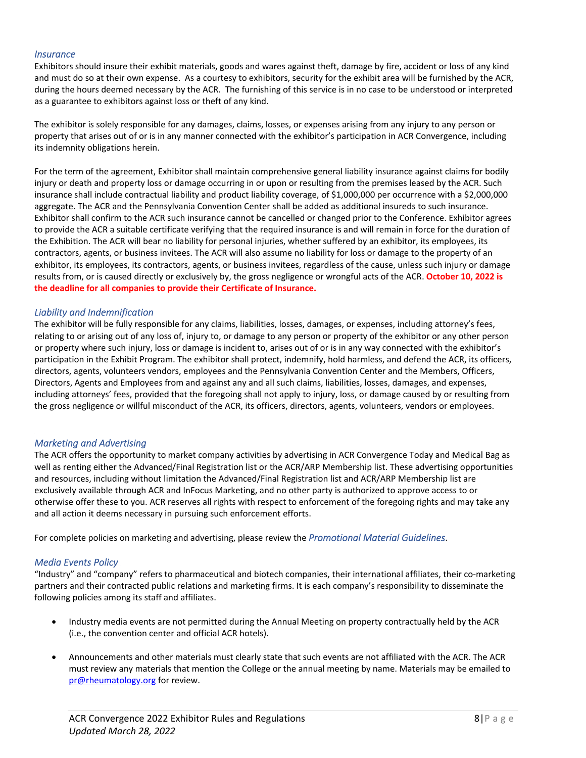### *Insurance*

Exhibitors should insure their exhibit materials, goods and wares against theft, damage by fire, accident or loss of any kind and must do so at their own expense. As a courtesy to exhibitors, security for the exhibit area will be furnished by the ACR, during the hours deemed necessary by the ACR. The furnishing of this service is in no case to be understood or interpreted as a guarantee to exhibitors against loss or theft of any kind.

The exhibitor is solely responsible for any damages, claims, losses, or expenses arising from any injury to any person or property that arises out of or is in any manner connected with the exhibitor's participation in ACR Convergence, including its indemnity obligations herein.

For the term of the agreement, Exhibitor shall maintain comprehensive general liability insurance against claims for bodily injury or death and property loss or damage occurring in or upon or resulting from the premises leased by the ACR. Such insurance shall include contractual liability and product liability coverage, of $1,000,000 per occurrence with a $2,000,000 aggregate. The ACR and the Pennsylvania Convention Center shall be added as additional insureds to such insurance. Exhibitor shall confirm to the ACR such insurance cannot be cancelled or changed prior to the Conference. Exhibitor agrees to provide the ACR a suitable certificate verifying that the required insurance is and will remain in force for the duration of the Exhibition. The ACR will bear no liability for personal injuries, whether suffered by an exhibitor, its employees, its contractors, agents, or business invitees. The ACR will also assume no liability for loss or damage to the property of an exhibitor, its employees, its contractors, agents, or business invitees, regardless of the cause, unless such injury or damage results from, or is caused directly or exclusively by, the gross negligence or wrongful acts of the ACR. **October 10, 2022 is the deadline for all companies to provide their Certificate of Insurance.**

### *Liability and Indemnification*

The exhibitor will be fully responsible for any claims, liabilities, losses, damages, or expenses, including attorney's fees, relating to or arising out of any loss of, injury to, or damage to any person or property of the exhibitor or any other person or property where such injury, loss or damage is incident to, arises out of or is in any way connected with the exhibitor's participation in the Exhibit Program. The exhibitor shall protect, indemnify, hold harmless, and defend the ACR, its officers, directors, agents, volunteers vendors, employees and the Pennsylvania Convention Center and the Members, Officers, Directors, Agents and Employees from and against any and all such claims, liabilities, losses, damages, and expenses, including attorneys' fees, provided that the foregoing shall not apply to injury, loss, or damage caused by or resulting from the gross negligence or willful misconduct of the ACR, its officers, directors, agents, volunteers, vendors or employees.

### *Marketing and Advertising*

The ACR offers the opportunity to market company activities by advertising in ACR Convergence Today and Medical Bag as well as renting either the Advanced/Final Registration list or the ACR/ARP Membership list. These advertising opportunities and resources, including without limitation the Advanced/Final Registration list and ACR/ARP Membership list are exclusively available through ACR and InFocus Marketing, and no other party is authorized to approve access to or otherwise offer these to you. ACR reserves all rights with respect to enforcement of the foregoing rights and may take any and all action it deems necessary in pursuing such enforcement efforts.

For complete policies on marketing and advertising, please review the *Promotional Material Guidelines*.

### *Media Events Policy*

"Industry" and "company" refers to pharmaceutical and biotech companies, their international affiliates, their co-marketing partners and their contracted public relations and marketing firms. It is each company's responsibility to disseminate the following policies among its staff and affiliates.

- Industry media events are not permitted during the Annual Meeting on property contractually held by the ACR (i.e., the convention center and official ACR hotels).
- Announcements and other materials must clearly state that such events are not affiliated with the ACR. The ACR must review any materials that mention the College or the annual meeting by name. Materials may be emailed to pr@rheumatology.org for review.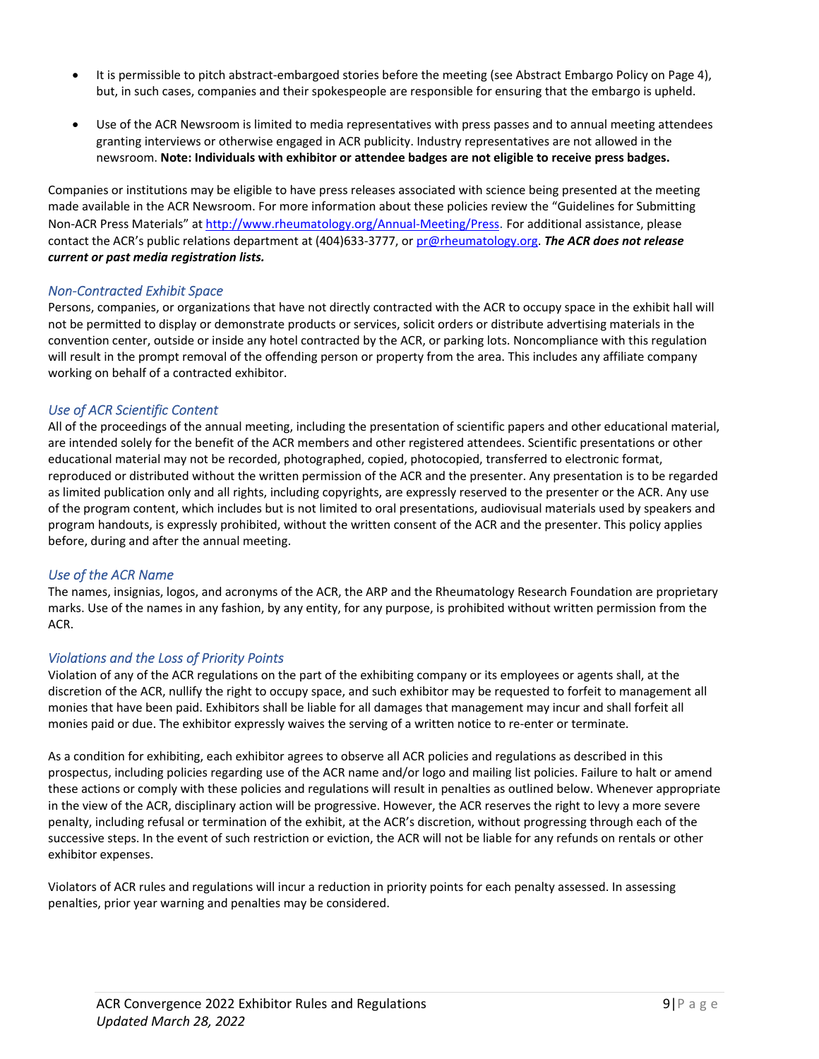- It is permissible to pitch abstract-embargoed stories before the meeting (see Abstract Embargo Policy on Page 4), but, in such cases, companies and their spokespeople are responsible for ensuring that the embargo is upheld.

- Use of the ACR Newsroom is limited to media representatives with press passes and to annual meeting attendees granting interviews or otherwise engaged in ACR publicity. Industry representatives are not allowed in the newsroom. **Note: Individuals with exhibitor or attendee badges are not eligible to receive press badges.**

Companies or institutions may be eligible to have press releases associated with science being presented at the meeting made available in the ACR Newsroom. For more information about these policies review the "Guidelines for Submitting Non-ACR Press Materials" at [http://www.rheumatology.org/Annual-Meeting/Press](http://www.rheumatology.org/Annual-Meeting/Press). For additional assistance, please contact the ACR's public relations department at (404)633-3777, or [pr@rheumatology.org](mailto:pr@rheumatology.org). ***The ACR does not release current or past media registration lists.***

### *Non-Contracted Exhibit Space*

Persons, companies, or organizations that have not directly contracted with the ACR to occupy space in the exhibit hall will not be permitted to display or demonstrate products or services, solicit orders or distribute advertising materials in the convention center, outside or inside any hotel contracted by the ACR, or parking lots. Noncompliance with this regulation will result in the prompt removal of the offending person or property from the area. This includes any affiliate company working on behalf of a contracted exhibitor.

### *Use of ACR Scientific Content*

All of the proceedings of the annual meeting, including the presentation of scientific papers and other educational material, are intended solely for the benefit of the ACR members and other registered attendees. Scientific presentations or other educational material may not be recorded, photographed, copied, photocopied, transferred to electronic format, reproduced or distributed without the written permission of the ACR and the presenter. Any presentation is to be regarded as limited publication only and all rights, including copyrights, are expressly reserved to the presenter or the ACR. Any use of the program content, which includes but is not limited to oral presentations, audiovisual materials used by speakers and program handouts, is expressly prohibited, without the written consent of the ACR and the presenter. This policy applies before, during and after the annual meeting.

### *Use of the ACR Name*

The names, insignias, logos, and acronyms of the ACR, the ARP and the Rheumatology Research Foundation are proprietary marks. Use of the names in any fashion, by any entity, for any purpose, is prohibited without written permission from the ACR.

### *Violations and the Loss of Priority Points*

Violation of any of the ACR regulations on the part of the exhibiting company or its employees or agents shall, at the discretion of the ACR, nullify the right to occupy space, and such exhibitor may be requested to forfeit to management all monies that have been paid. Exhibitors shall be liable for all damages that management may incur and shall forfeit all monies paid or due. The exhibitor expressly waives the serving of a written notice to re-enter or terminate.

As a condition for exhibiting, each exhibitor agrees to observe all ACR policies and regulations as described in this prospectus, including policies regarding use of the ACR name and/or logo and mailing list policies. Failure to halt or amend these actions or comply with these policies and regulations will result in penalties as outlined below. Whenever appropriate in the view of the ACR, disciplinary action will be progressive. However, the ACR reserves the right to levy a more severe penalty, including refusal or termination of the exhibit, at the ACR's discretion, without progressing through each of the successive steps. In the event of such restriction or eviction, the ACR will not be liable for any refunds on rentals or other exhibitor expenses.

Violators of ACR rules and regulations will incur a reduction in priority points for each penalty assessed. In assessing penalties, prior year warning and penalties may be considered.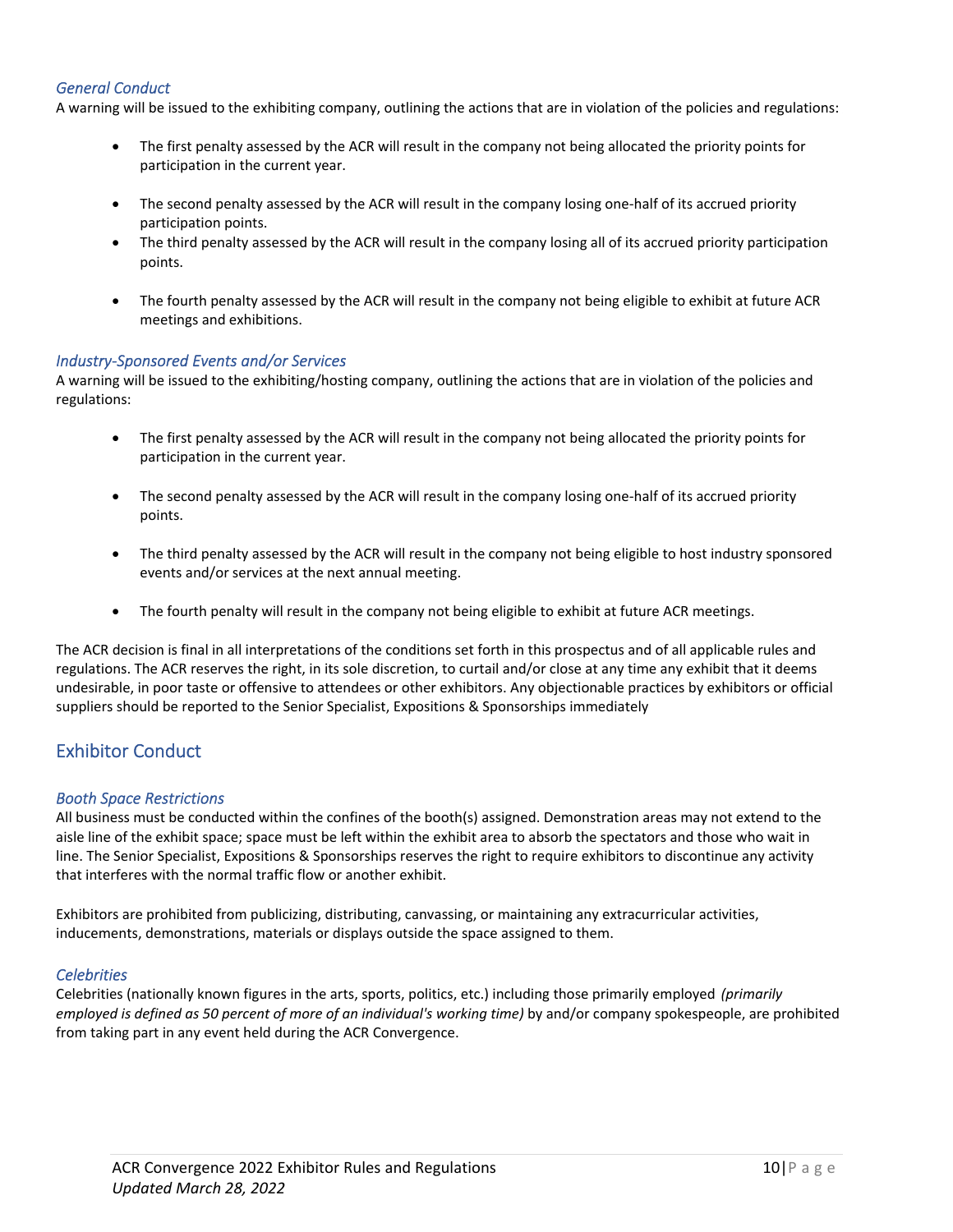### *General Conduct*

A warning will be issued to the exhibiting company, outlining the actions that are in violation of the policies and regulations:

- The first penalty assessed by the ACR will result in the company not being allocated the priority points for participation in the current year.
- The second penalty assessed by the ACR will result in the company losing one-half of its accrued priority participation points.
- The third penalty assessed by the ACR will result in the company losing all of its accrued priority participation points.
- The fourth penalty assessed by the ACR will result in the company not being eligible to exhibit at future ACR meetings and exhibitions.

### *Industry-Sponsored Events and/or Services*

A warning will be issued to the exhibiting/hosting company, outlining the actions that are in violation of the policies and regulations:

- The first penalty assessed by the ACR will result in the company not being allocated the priority points for participation in the current year.
- The second penalty assessed by the ACR will result in the company losing one-half of its accrued priority points.
- The third penalty assessed by the ACR will result in the company not being eligible to host industry sponsored events and/or services at the next annual meeting.
- The fourth penalty will result in the company not being eligible to exhibit at future ACR meetings.

The ACR decision is final in all interpretations of the conditions set forth in this prospectus and of all applicable rules and regulations. The ACR reserves the right, in its sole discretion, to curtail and/or close at any time any exhibit that it deems undesirable, in poor taste or offensive to attendees or other exhibitors. Any objectionable practices by exhibitors or official suppliers should be reported to the Senior Specialist, Expositions & Sponsorships immediately

## Exhibitor Conduct

### *Booth Space Restrictions*

All business must be conducted within the confines of the booth(s) assigned. Demonstration areas may not extend to the aisle line of the exhibit space; space must be left within the exhibit area to absorb the spectators and those who wait in line. The Senior Specialist, Expositions & Sponsorships reserves the right to require exhibitors to discontinue any activity that interferes with the normal traffic flow or another exhibit.

Exhibitors are prohibited from publicizing, distributing, canvassing, or maintaining any extracurricular activities, inducements, demonstrations, materials or displays outside the space assigned to them.

### *Celebrities*

Celebrities (nationally known figures in the arts, sports, politics, etc.) including those primarily employed *(primarily employed is defined as 50 percent of more of an individual's working time)* by and/or company spokespeople, are prohibited from taking part in any event held during the ACR Convergence.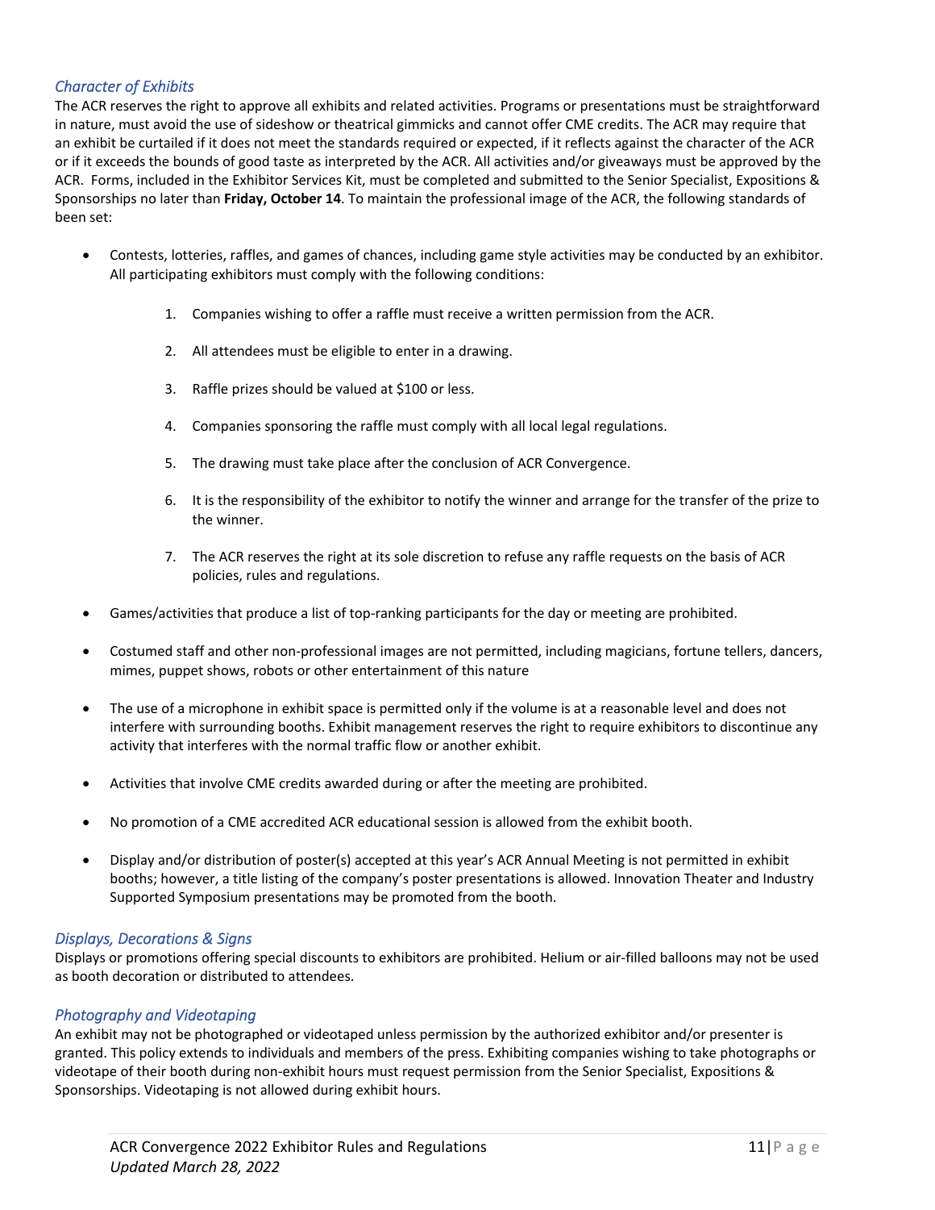### *Character of Exhibits*

The ACR reserves the right to approve all exhibits and related activities. Programs or presentations must be straightforward in nature, must avoid the use of sideshow or theatrical gimmicks and cannot offer CME credits. The ACR may require that an exhibit be curtailed if it does not meet the standards required or expected, if it reflects against the character of the ACR or if it exceeds the bounds of good taste as interpreted by the ACR. All activities and/or giveaways must be approved by the ACR. Forms, included in the Exhibitor Services Kit, must be completed and submitted to the Senior Specialist, Expositions & Sponsorships no later than **Friday, October 14**. To maintain the professional image of the ACR, the following standards of been set:

- Contests, lotteries, raffles, and games of chances, including game style activities may be conducted by an exhibitor. All participating exhibitors must comply with the following conditions:

    1. Companies wishing to offer a raffle must receive a written permission from the ACR.
    2. All attendees must be eligible to enter in a drawing.
    3. Raffle prizes should be valued at $100 or less.
    4. Companies sponsoring the raffle must comply with all local legal regulations.
    5. The drawing must take place after the conclusion of ACR Convergence.
    6. It is the responsibility of the exhibitor to notify the winner and arrange for the transfer of the prize to the winner.
    7. The ACR reserves the right at its sole discretion to refuse any raffle requests on the basis of ACR policies, rules and regulations.

- Games/activities that produce a list of top-ranking participants for the day or meeting are prohibited.
- Costumed staff and other non-professional images are not permitted, including magicians, fortune tellers, dancers, mimes, puppet shows, robots or other entertainment of this nature
- The use of a microphone in exhibit space is permitted only if the volume is at a reasonable level and does not interfere with surrounding booths. Exhibit management reserves the right to require exhibitors to discontinue any activity that interferes with the normal traffic flow or another exhibit.
- Activities that involve CME credits awarded during or after the meeting are prohibited.
- No promotion of a CME accredited ACR educational session is allowed from the exhibit booth.
- Display and/or distribution of poster(s) accepted at this year's ACR Annual Meeting is not permitted in exhibit booths; however, a title listing of the company's poster presentations is allowed. Innovation Theater and Industry Supported Symposium presentations may be promoted from the booth.

### *Displays, Decorations & Signs*

Displays or promotions offering special discounts to exhibitors are prohibited. Helium or air-filled balloons may not be used as booth decoration or distributed to attendees.

### *Photography and Videotaping*

An exhibit may not be photographed or videotaped unless permission by the authorized exhibitor and/or presenter is granted. This policy extends to individuals and members of the press. Exhibiting companies wishing to take photographs or videotape of their booth during non-exhibit hours must request permission from the Senior Specialist, Expositions & Sponsorships. Videotaping is not allowed during exhibit hours.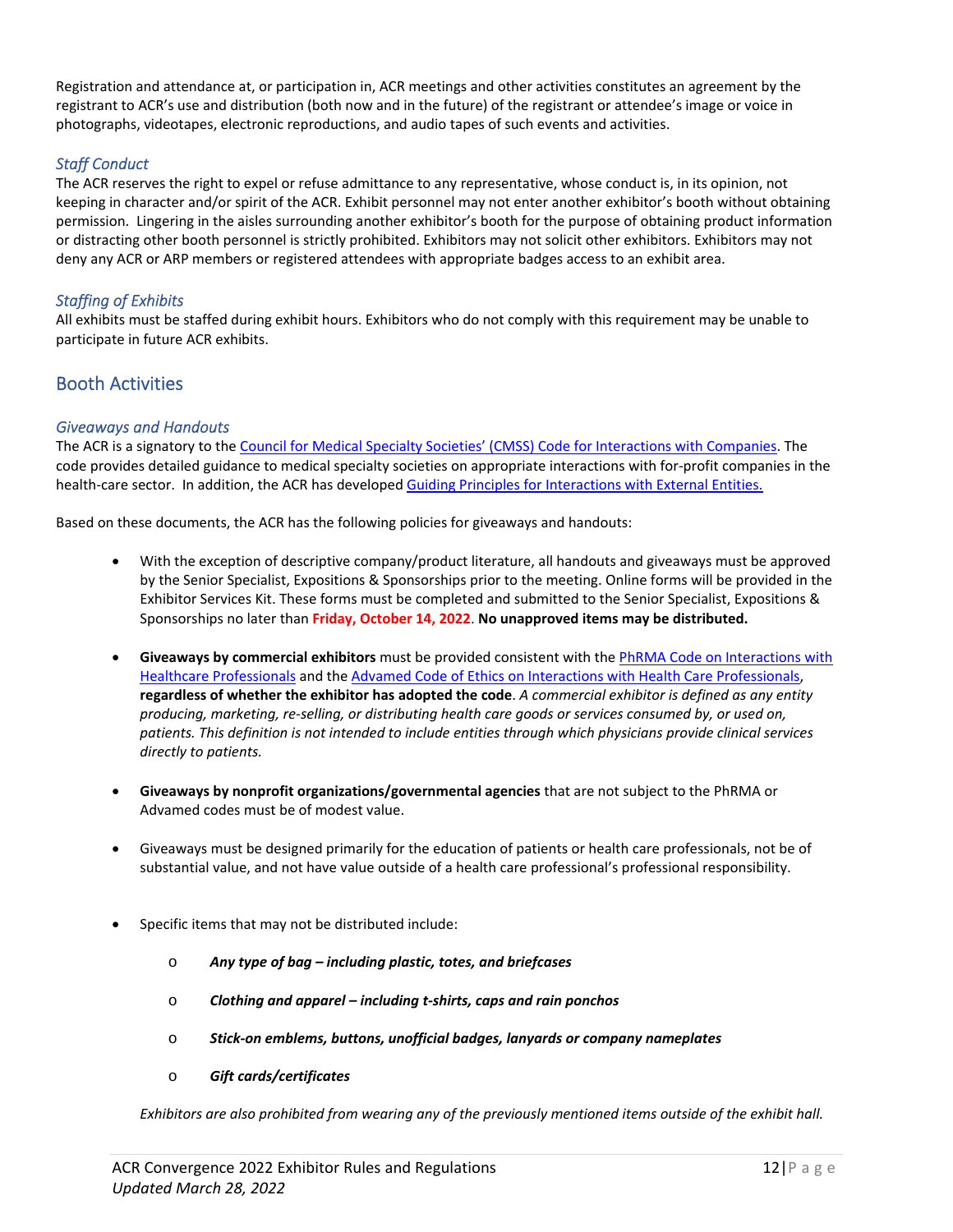Registration and attendance at, or participation in, ACR meetings and other activities constitutes an agreement by the registrant to ACR's use and distribution (both now and in the future) of the registrant or attendee's image or voice in photographs, videotapes, electronic reproductions, and audio tapes of such events and activities.

### *Staff Conduct*

The ACR reserves the right to expel or refuse admittance to any representative, whose conduct is, in its opinion, not keeping in character and/or spirit of the ACR. Exhibit personnel may not enter another exhibitor's booth without obtaining permission. Lingering in the aisles surrounding another exhibitor's booth for the purpose of obtaining product information or distracting other booth personnel is strictly prohibited. Exhibitors may not solicit other exhibitors. Exhibitors may not deny any ACR or ARP members or registered attendees with appropriate badges access to an exhibit area.

### *Staffing of Exhibits*

All exhibits must be staffed during exhibit hours. Exhibitors who do not comply with this requirement may be unable to participate in future ACR exhibits.

## Booth Activities

### *Giveaways and Handouts*

The ACR is a signatory to the Council for Medical Specialty Societies' (CMSS) Code for Interactions with Companies. The code provides detailed guidance to medical specialty societies on appropriate interactions with for-profit companies in the health-care sector. In addition, the ACR has developed Guiding Principles for Interactions with External Entities.

Based on these documents, the ACR has the following policies for giveaways and handouts:

- With the exception of descriptive company/product literature, all handouts and giveaways must be approved by the Senior Specialist, Expositions & Sponsorships prior to the meeting. Online forms will be provided in the Exhibitor Services Kit. These forms must be completed and submitted to the Senior Specialist, Expositions & Sponsorships no later than **Friday, October 14, 2022**. **No unapproved items may be distributed.**

- **Giveaways by commercial exhibitors** must be provided consistent with the PhRMA Code on Interactions with Healthcare Professionals and the Advamed Code of Ethics on Interactions with Health Care Professionals, **regardless of whether the exhibitor has adopted the code**. *A commercial exhibitor is defined as any entity producing, marketing, re-selling, or distributing health care goods or services consumed by, or used on, patients. This definition is not intended to include entities through which physicians provide clinical services directly to patients.*

- **Giveaways by nonprofit organizations/governmental agencies** that are not subject to the PhRMA or Advamed codes must be of modest value.

- Giveaways must be designed primarily for the education of patients or health care professionals, not be of substantial value, and not have value outside of a health care professional's professional responsibility.

- Specific items that may not be distributed include:
  - ***Any type of bag – including plastic, totes, and briefcases***
  - ***Clothing and apparel – including t-shirts, caps and rain ponchos***
  - ***Stick-on emblems, buttons, unofficial badges, lanyards or company nameplates***
  - ***Gift cards/certificates***

  *Exhibitors are also prohibited from wearing any of the previously mentioned items outside of the exhibit hall.*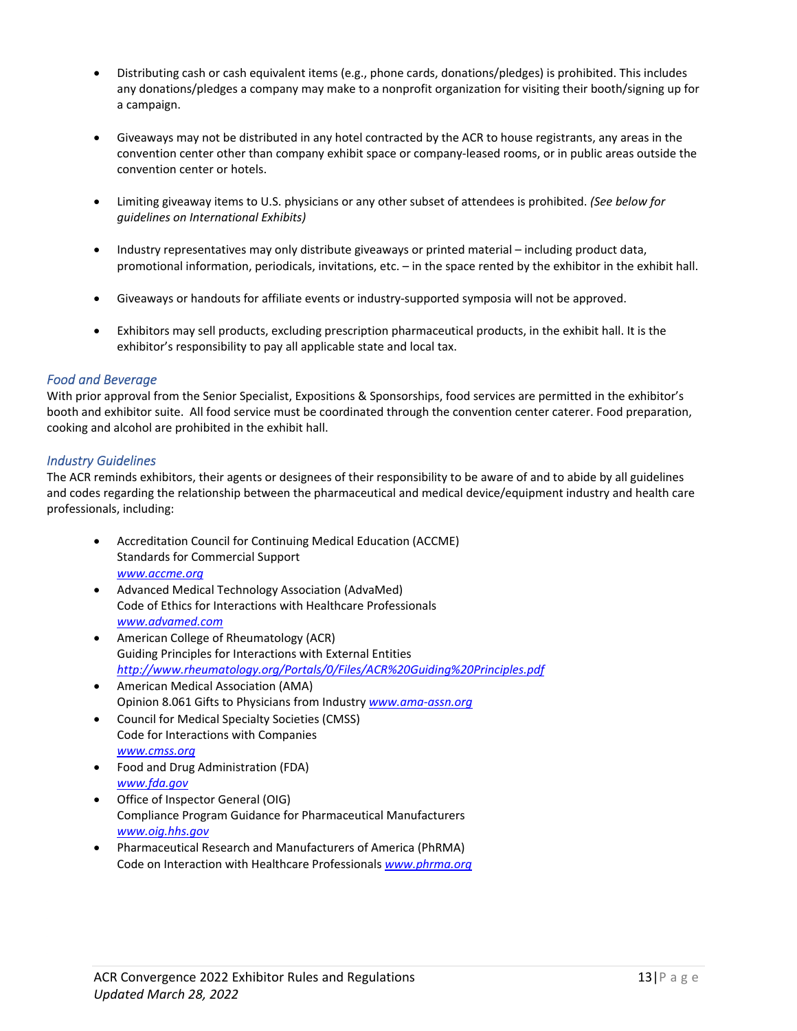- Distributing cash or cash equivalent items (e.g., phone cards, donations/pledges) is prohibited. This includes any donations/pledges a company may make to a nonprofit organization for visiting their booth/signing up for a campaign.

- Giveaways may not be distributed in any hotel contracted by the ACR to house registrants, any areas in the convention center other than company exhibit space or company-leased rooms, or in public areas outside the convention center or hotels.

- Limiting giveaway items to U.S. physicians or any other subset of attendees is prohibited. *(See below for guidelines on International Exhibits)*

- Industry representatives may only distribute giveaways or printed material – including product data, promotional information, periodicals, invitations, etc. – in the space rented by the exhibitor in the exhibit hall.

- Giveaways or handouts for affiliate events or industry-supported symposia will not be approved.

- Exhibitors may sell products, excluding prescription pharmaceutical products, in the exhibit hall. It is the exhibitor's responsibility to pay all applicable state and local tax.

### *Food and Beverage*

With prior approval from the Senior Specialist, Expositions & Sponsorships, food services are permitted in the exhibitor's booth and exhibitor suite. All food service must be coordinated through the convention center caterer. Food preparation, cooking and alcohol are prohibited in the exhibit hall.

### *Industry Guidelines*

The ACR reminds exhibitors, their agents or designees of their responsibility to be aware of and to abide by all guidelines and codes regarding the relationship between the pharmaceutical and medical device/equipment industry and health care professionals, including:

- Accreditation Council for Continuing Medical Education (ACCME)  
  Standards for Commercial Support  
  *www.accme.org*
- Advanced Medical Technology Association (AdvaMed)  
  Code of Ethics for Interactions with Healthcare Professionals  
  *www.advamed.com*
- American College of Rheumatology (ACR)  
  Guiding Principles for Interactions with External Entities  
  *http://www.rheumatology.org/Portals/0/Files/ACR%20Guiding%20Principles.pdf*
- American Medical Association (AMA)  
  Opinion 8.061 Gifts to Physicians from Industry *www.ama-assn.org*
- Council for Medical Specialty Societies (CMSS)  
  Code for Interactions with Companies  
  *www.cmss.org*
- Food and Drug Administration (FDA)  
  *www.fda.gov*
- Office of Inspector General (OIG)  
  Compliance Program Guidance for Pharmaceutical Manufacturers  
  *www.oig.hhs.gov*
- Pharmaceutical Research and Manufacturers of America (PhRMA)  
  Code on Interaction with Healthcare Professionals *www.phrma.org*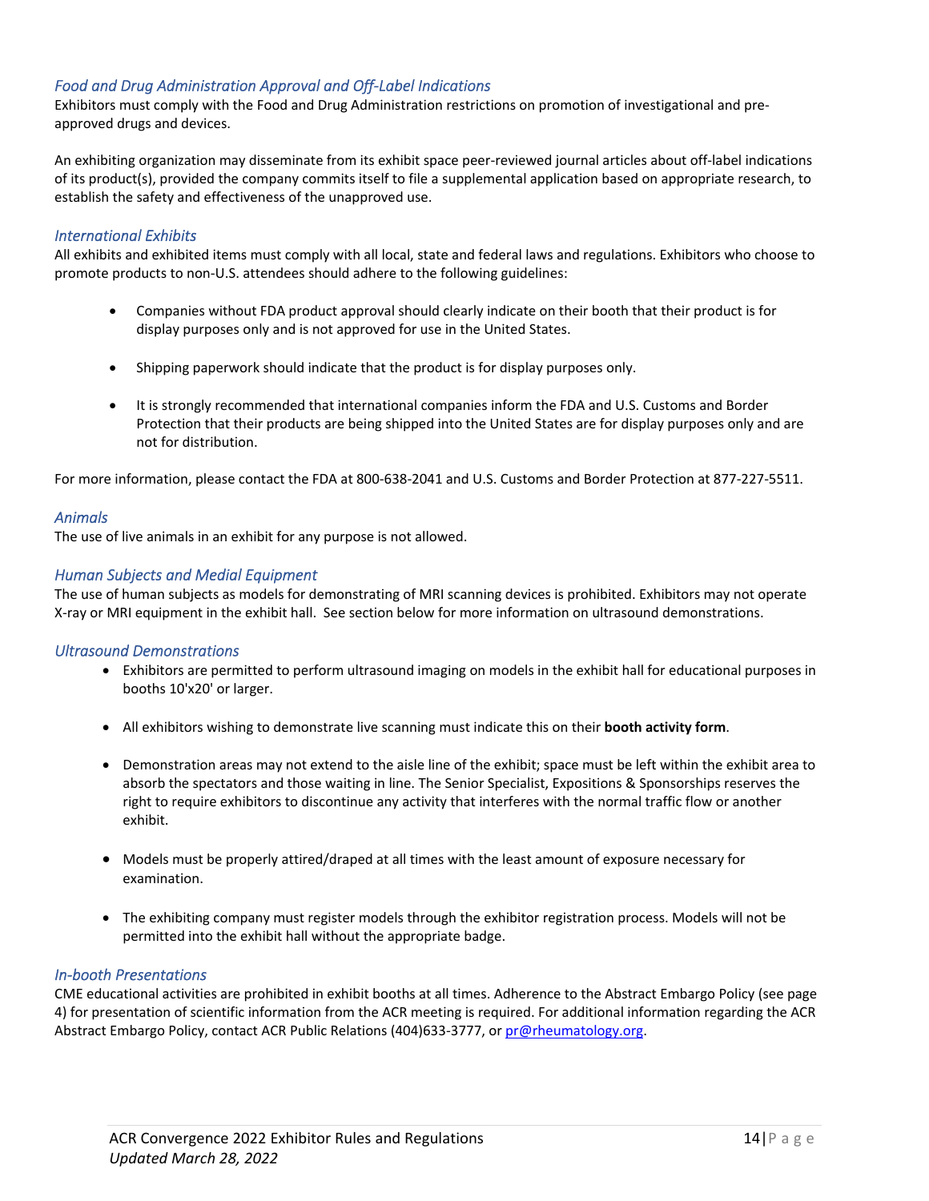### *Food and Drug Administration Approval and Off-Label Indications*

Exhibitors must comply with the Food and Drug Administration restrictions on promotion of investigational and pre-approved drugs and devices.

An exhibiting organization may disseminate from its exhibit space peer-reviewed journal articles about off-label indications of its product(s), provided the company commits itself to file a supplemental application based on appropriate research, to establish the safety and effectiveness of the unapproved use.

### *International Exhibits*

All exhibits and exhibited items must comply with all local, state and federal laws and regulations. Exhibitors who choose to promote products to non-U.S. attendees should adhere to the following guidelines:

- Companies without FDA product approval should clearly indicate on their booth that their product is for display purposes only and is not approved for use in the United States.
- Shipping paperwork should indicate that the product is for display purposes only.
- It is strongly recommended that international companies inform the FDA and U.S. Customs and Border Protection that their products are being shipped into the United States are for display purposes only and are not for distribution.

For more information, please contact the FDA at 800-638-2041 and U.S. Customs and Border Protection at 877-227-5511.

### *Animals*

The use of live animals in an exhibit for any purpose is not allowed.

### *Human Subjects and Medial Equipment*

The use of human subjects as models for demonstrating of MRI scanning devices is prohibited. Exhibitors may not operate X-ray or MRI equipment in the exhibit hall. See section below for more information on ultrasound demonstrations.

### *Ultrasound Demonstrations*

- Exhibitors are permitted to perform ultrasound imaging on models in the exhibit hall for educational purposes in booths 10'x20' or larger.
- All exhibitors wishing to demonstrate live scanning must indicate this on their **booth activity form**.
- Demonstration areas may not extend to the aisle line of the exhibit; space must be left within the exhibit area to absorb the spectators and those waiting in line. The Senior Specialist, Expositions & Sponsorships reserves the right to require exhibitors to discontinue any activity that interferes with the normal traffic flow or another exhibit.
- Models must be properly attired/draped at all times with the least amount of exposure necessary for examination.
- The exhibiting company must register models through the exhibitor registration process. Models will not be permitted into the exhibit hall without the appropriate badge.

### *In-booth Presentations*

CME educational activities are prohibited in exhibit booths at all times. Adherence to the Abstract Embargo Policy (see page 4) for presentation of scientific information from the ACR meeting is required. For additional information regarding the ACR Abstract Embargo Policy, contact ACR Public Relations (404)633-3777, or pr@rheumatology.org.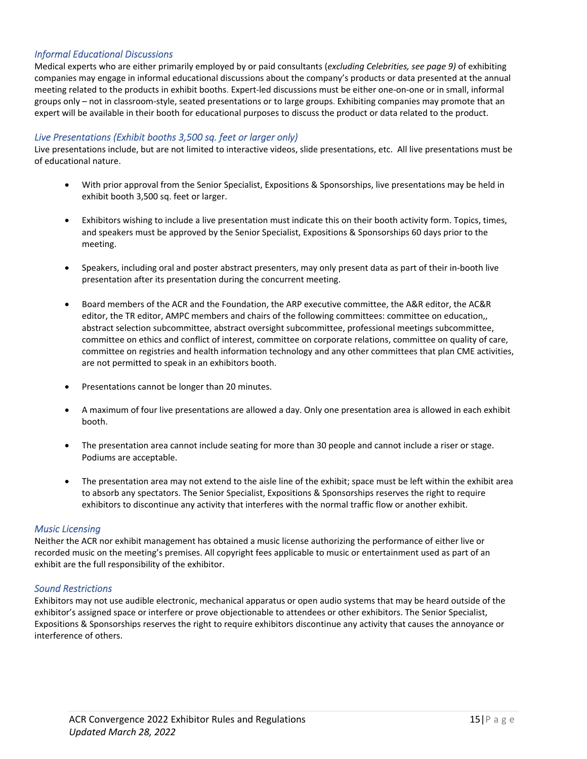### *Informal Educational Discussions*

Medical experts who are either primarily employed by or paid consultants (*excluding Celebrities, see page 9)* of exhibiting companies may engage in informal educational discussions about the company's products or data presented at the annual meeting related to the products in exhibit booths. Expert-led discussions must be either one-on-one or in small, informal groups only – not in classroom-style, seated presentations or to large groups. Exhibiting companies may promote that an expert will be available in their booth for educational purposes to discuss the product or data related to the product.

### *Live Presentations (Exhibit booths 3,500 sq. feet or larger only)*

Live presentations include, but are not limited to interactive videos, slide presentations, etc. All live presentations must be of educational nature.

- With prior approval from the Senior Specialist, Expositions & Sponsorships, live presentations may be held in exhibit booth 3,500 sq. feet or larger.
- Exhibitors wishing to include a live presentation must indicate this on their booth activity form. Topics, times, and speakers must be approved by the Senior Specialist, Expositions & Sponsorships 60 days prior to the meeting.
- Speakers, including oral and poster abstract presenters, may only present data as part of their in-booth live presentation after its presentation during the concurrent meeting.
- Board members of the ACR and the Foundation, the ARP executive committee, the A&R editor, the AC&R editor, the TR editor, AMPC members and chairs of the following committees: committee on education,, abstract selection subcommittee, abstract oversight subcommittee, professional meetings subcommittee, committee on ethics and conflict of interest, committee on corporate relations, committee on quality of care, committee on registries and health information technology and any other committees that plan CME activities, are not permitted to speak in an exhibitors booth.
- Presentations cannot be longer than 20 minutes.
- A maximum of four live presentations are allowed a day. Only one presentation area is allowed in each exhibit booth.
- The presentation area cannot include seating for more than 30 people and cannot include a riser or stage. Podiums are acceptable.
- The presentation area may not extend to the aisle line of the exhibit; space must be left within the exhibit area to absorb any spectators. The Senior Specialist, Expositions & Sponsorships reserves the right to require exhibitors to discontinue any activity that interferes with the normal traffic flow or another exhibit.

### *Music Licensing*

Neither the ACR nor exhibit management has obtained a music license authorizing the performance of either live or recorded music on the meeting's premises. All copyright fees applicable to music or entertainment used as part of an exhibit are the full responsibility of the exhibitor.

### *Sound Restrictions*

Exhibitors may not use audible electronic, mechanical apparatus or open audio systems that may be heard outside of the exhibitor's assigned space or interfere or prove objectionable to attendees or other exhibitors. The Senior Specialist, Expositions & Sponsorships reserves the right to require exhibitors discontinue any activity that causes the annoyance or interference of others.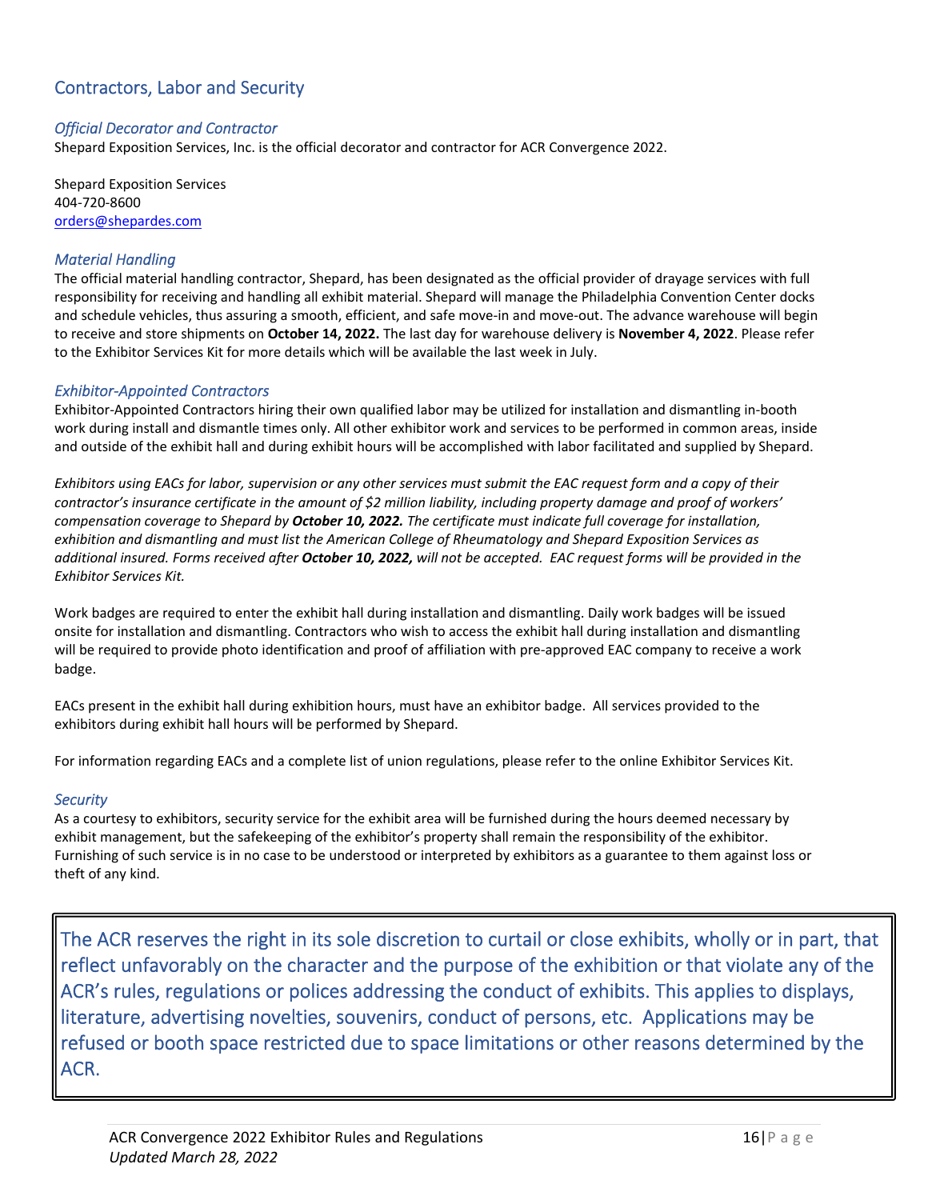## Contractors, Labor and Security

### *Official Decorator and Contractor*

Shepard Exposition Services, Inc. is the official decorator and contractor for ACR Convergence 2022.

Shepard Exposition Services
404-720-8600
orders@shepardes.com

### *Material Handling*

The official material handling contractor, Shepard, has been designated as the official provider of drayage services with full responsibility for receiving and handling all exhibit material. Shepard will manage the Philadelphia Convention Center docks and schedule vehicles, thus assuring a smooth, efficient, and safe move-in and move-out. The advance warehouse will begin to receive and store shipments on **October 14, 2022.** The last day for warehouse delivery is **November 4, 2022**. Please refer to the Exhibitor Services Kit for more details which will be available the last week in July.

### *Exhibitor-Appointed Contractors*

Exhibitor-Appointed Contractors hiring their own qualified labor may be utilized for installation and dismantling in-booth work during install and dismantle times only. All other exhibitor work and services to be performed in common areas, inside and outside of the exhibit hall and during exhibit hours will be accomplished with labor facilitated and supplied by Shepard.

*Exhibitors using EACs for labor, supervision or any other services must submit the EAC request form and a copy of their contractor's insurance certificate in the amount of $2 million liability, including property damage and proof of workers' compensation coverage to Shepard by **October 10, 2022.** The certificate must indicate full coverage for installation, exhibition and dismantling and must list the American College of Rheumatology and Shepard Exposition Services as additional insured. Forms received after **October 10, 2022,** will not be accepted. EAC request forms will be provided in the Exhibitor Services Kit.*

Work badges are required to enter the exhibit hall during installation and dismantling. Daily work badges will be issued onsite for installation and dismantling. Contractors who wish to access the exhibit hall during installation and dismantling will be required to provide photo identification and proof of affiliation with pre-approved EAC company to receive a work badge.

EACs present in the exhibit hall during exhibition hours, must have an exhibitor badge. All services provided to the exhibitors during exhibit hall hours will be performed by Shepard.

For information regarding EACs and a complete list of union regulations, please refer to the online Exhibitor Services Kit.

### *Security*

As a courtesy to exhibitors, security service for the exhibit area will be furnished during the hours deemed necessary by exhibit management, but the safekeeping of the exhibitor's property shall remain the responsibility of the exhibitor. Furnishing of such service is in no case to be understood or interpreted by exhibitors as a guarantee to them against loss or theft of any kind.

The ACR reserves the right in its sole discretion to curtail or close exhibits, wholly or in part, that reflect unfavorably on the character and the purpose of the exhibition or that violate any of the ACR's rules, regulations or polices addressing the conduct of exhibits. This applies to displays, literature, advertising novelties, souvenirs, conduct of persons, etc. Applications may be refused or booth space restricted due to space limitations or other reasons determined by the ACR.